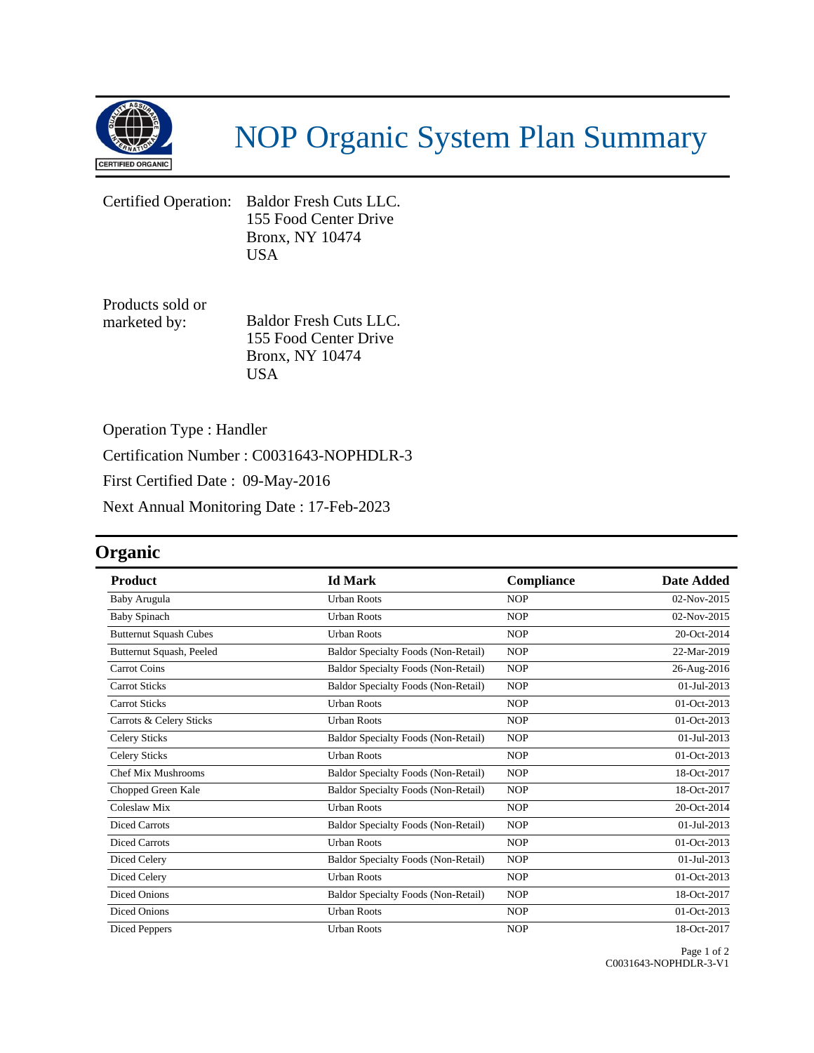# NOP Organic System Plan Summary

Certified Operation: Baldor Fresh Cuts LLC.
155 Food Center Drive
Bronx, NY 10474
USA

Products sold or marketed by: Baldor Fresh Cuts LLC.
155 Food Center Drive
Bronx, NY 10474
USA

Operation Type : Handler

Certification Number : C0031643-NOPHDLR-3

First Certified Date : 09-May-2016

Next Annual Monitoring Date : 17-Feb-2023

## Organic

| Product | Id Mark | Compliance | Date Added |
|---|---|---|---|
| Baby Arugula | Urban Roots | NOP | 02-Nov-2015 |
| Baby Spinach | Urban Roots | NOP | 02-Nov-2015 |
| Butternut Squash Cubes | Urban Roots | NOP | 20-Oct-2014 |
| Butternut Squash, Peeled | Baldor Specialty Foods (Non-Retail) | NOP | 22-Mar-2019 |
| Carrot Coins | Baldor Specialty Foods (Non-Retail) | NOP | 26-Aug-2016 |
| Carrot Sticks | Baldor Specialty Foods (Non-Retail) | NOP | 01-Jul-2013 |
| Carrot Sticks | Urban Roots | NOP | 01-Oct-2013 |
| Carrots & Celery Sticks | Urban Roots | NOP | 01-Oct-2013 |
| Celery Sticks | Baldor Specialty Foods (Non-Retail) | NOP | 01-Jul-2013 |
| Celery Sticks | Urban Roots | NOP | 01-Oct-2013 |
| Chef Mix Mushrooms | Baldor Specialty Foods (Non-Retail) | NOP | 18-Oct-2017 |
| Chopped Green Kale | Baldor Specialty Foods (Non-Retail) | NOP | 18-Oct-2017 |
| Coleslaw Mix | Urban Roots | NOP | 20-Oct-2014 |
| Diced Carrots | Baldor Specialty Foods (Non-Retail) | NOP | 01-Jul-2013 |
| Diced Carrots | Urban Roots | NOP | 01-Oct-2013 |
| Diced Celery | Baldor Specialty Foods (Non-Retail) | NOP | 01-Jul-2013 |
| Diced Celery | Urban Roots | NOP | 01-Oct-2013 |
| Diced Onions | Baldor Specialty Foods (Non-Retail) | NOP | 18-Oct-2017 |
| Diced Onions | Urban Roots | NOP | 01-Oct-2013 |
| Diced Peppers | Urban Roots | NOP | 18-Oct-2017 |

C0031643-NOPHDLR-3-V1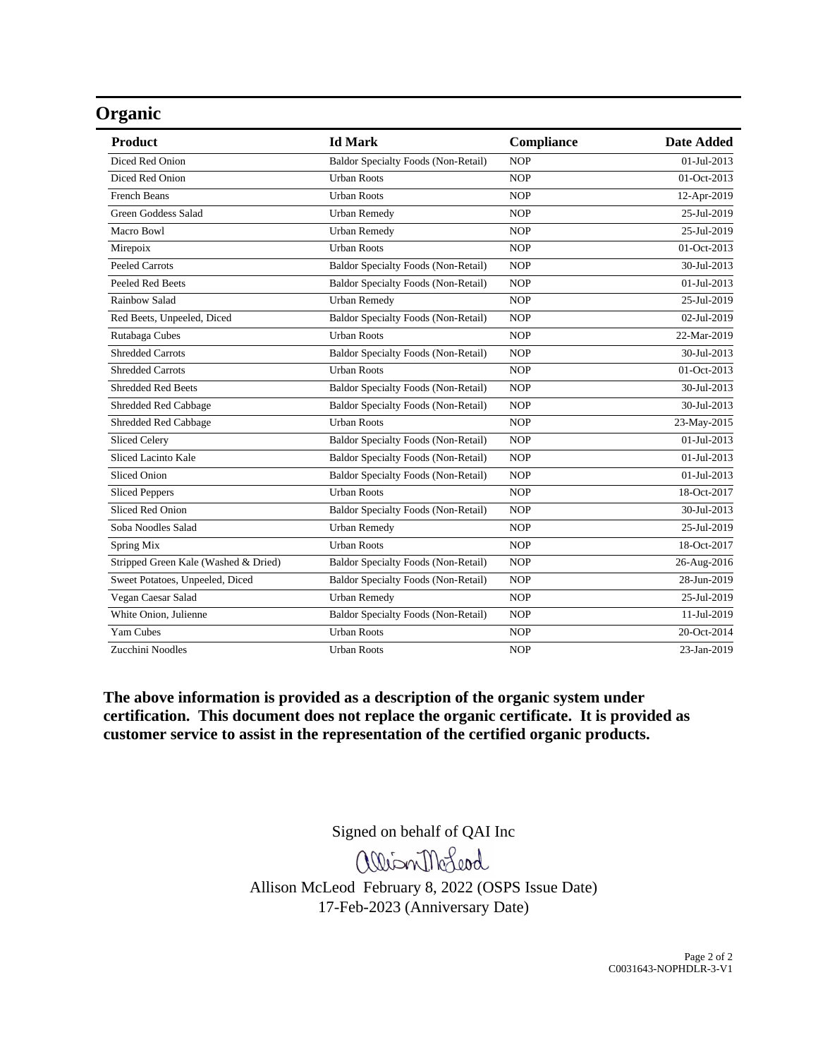## Organic

| Product | Id Mark | Compliance | Date Added |
|---|---|---|---|
| Diced Red Onion | Baldor Specialty Foods (Non-Retail) | NOP | 01-Jul-2013 |
| Diced Red Onion | Urban Roots | NOP | 01-Oct-2013 |
| French Beans | Urban Roots | NOP | 12-Apr-2019 |
| Green Goddess Salad | Urban Remedy | NOP | 25-Jul-2019 |
| Macro Bowl | Urban Remedy | NOP | 25-Jul-2019 |
| Mirepoix | Urban Roots | NOP | 01-Oct-2013 |
| Peeled Carrots | Baldor Specialty Foods (Non-Retail) | NOP | 30-Jul-2013 |
| Peeled Red Beets | Baldor Specialty Foods (Non-Retail) | NOP | 01-Jul-2013 |
| Rainbow Salad | Urban Remedy | NOP | 25-Jul-2019 |
| Red Beets, Unpeeled, Diced | Baldor Specialty Foods (Non-Retail) | NOP | 02-Jul-2019 |
| Rutabaga Cubes | Urban Roots | NOP | 22-Mar-2019 |
| Shredded Carrots | Baldor Specialty Foods (Non-Retail) | NOP | 30-Jul-2013 |
| Shredded Carrots | Urban Roots | NOP | 01-Oct-2013 |
| Shredded Red Beets | Baldor Specialty Foods (Non-Retail) | NOP | 30-Jul-2013 |
| Shredded Red Cabbage | Baldor Specialty Foods (Non-Retail) | NOP | 30-Jul-2013 |
| Shredded Red Cabbage | Urban Roots | NOP | 23-May-2015 |
| Sliced Celery | Baldor Specialty Foods (Non-Retail) | NOP | 01-Jul-2013 |
| Sliced Lacinto Kale | Baldor Specialty Foods (Non-Retail) | NOP | 01-Jul-2013 |
| Sliced Onion | Baldor Specialty Foods (Non-Retail) | NOP | 01-Jul-2013 |
| Sliced Peppers | Urban Roots | NOP | 18-Oct-2017 |
| Sliced Red Onion | Baldor Specialty Foods (Non-Retail) | NOP | 30-Jul-2013 |
| Soba Noodles Salad | Urban Remedy | NOP | 25-Jul-2019 |
| Spring Mix | Urban Roots | NOP | 18-Oct-2017 |
| Stripped Green Kale (Washed & Dried) | Baldor Specialty Foods (Non-Retail) | NOP | 26-Aug-2016 |
| Sweet Potatoes, Unpeeled, Diced | Baldor Specialty Foods (Non-Retail) | NOP | 28-Jun-2019 |
| Vegan Caesar Salad | Urban Remedy | NOP | 25-Jul-2019 |
| White Onion, Julienne | Baldor Specialty Foods (Non-Retail) | NOP | 11-Jul-2019 |
| Yam Cubes | Urban Roots | NOP | 20-Oct-2014 |
| Zucchini Noodles | Urban Roots | NOP | 23-Jan-2019 |

**The above information is provided as a description of the organic system under certification. This document does not replace the organic certificate. It is provided as customer service to assist in the representation of the certified organic products.**

Signed on behalf of QAI Inc

Allison McLeod February 8, 2022 (OSPS Issue Date)
17-Feb-2023 (Anniversary Date)

C0031643-NOPHDLR-3-V1